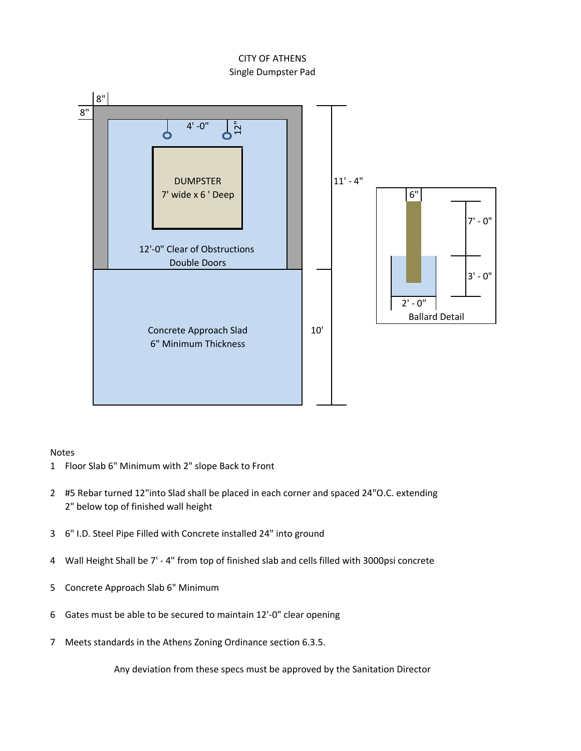CITY OF ATHENS
Single Dumpster Pad

8"

8"

4' -0"

12"

DUMPSTER
7' wide x 6 ' Deep

12'-0" Clear of Obstructions
Double Doors

11' - 4"

Concrete Approach Slad
6" Minimum Thickness

10'

6"

7' - 0"

3' - 0"

2' - 0"

Ballard Detail

Notes

1 Floor Slab 6" Minimum with 2" slope Back to Front

2 #5 Rebar turned 12"into Slad shall be placed in each corner and spaced 24"O.C. extending 2" below top of finished wall height

3 6" I.D. Steel Pipe Filled with Concrete installed 24" into ground

4 Wall Height Shall be 7' - 4" from top of finished slab and cells filled with 3000psi concrete

5 Concrete Approach Slab 6" Minimum

6 Gates must be able to be secured to maintain 12'-0" clear opening

7 Meets standards in the Athens Zoning Ordinance section 6.3.5.

Any deviation from these specs must be approved by the Sanitation Director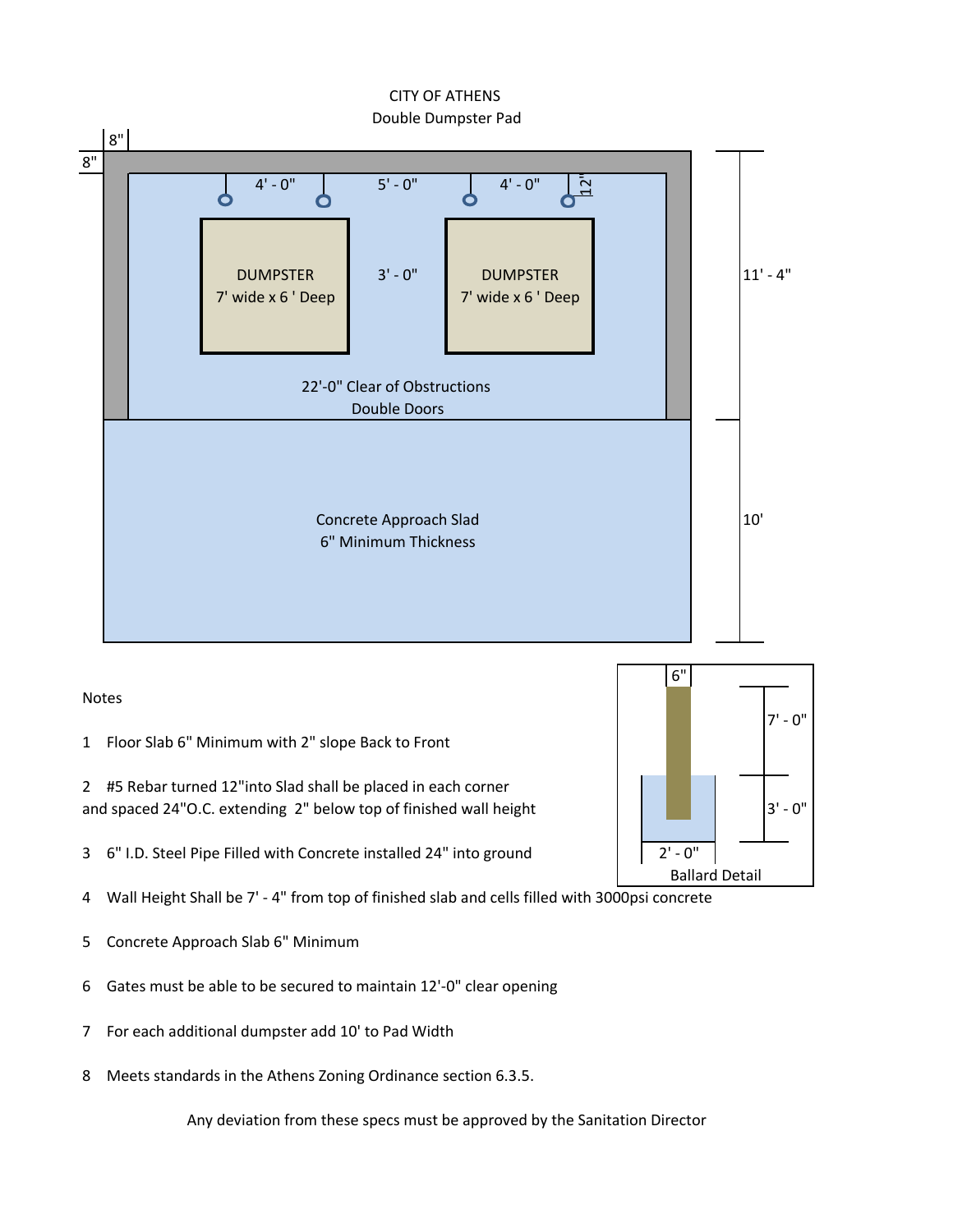CITY OF ATHENS
Double Dumpster Pad

8"
8"
4' - 0"
5' - 0"
4' - 0"
12"
DUMPSTER
7' wide x 6 ' Deep
3' - 0"
DUMPSTER
7' wide x 6 ' Deep
11' - 4"
22'-0" Clear of Obstructions
Double Doors
Concrete Approach Slad
6" Minimum Thickness
10'

6"
7' - 0"
3' - 0"
2' - 0"
Ballard Detail

Notes

1 Floor Slab 6" Minimum with 2" slope Back to Front

2 #5 Rebar turned 12"into Slad shall be placed in each corner and spaced 24"O.C. extending 2" below top of finished wall height

3 6" I.D. Steel Pipe Filled with Concrete installed 24" into ground

4 Wall Height Shall be 7' - 4" from top of finished slab and cells filled with 3000psi concrete

5 Concrete Approach Slab 6" Minimum

6 Gates must be able to be secured to maintain 12'-0" clear opening

7 For each additional dumpster add 10' to Pad Width

8 Meets standards in the Athens Zoning Ordinance section 6.3.5.

Any deviation from these specs must be approved by the Sanitation Director